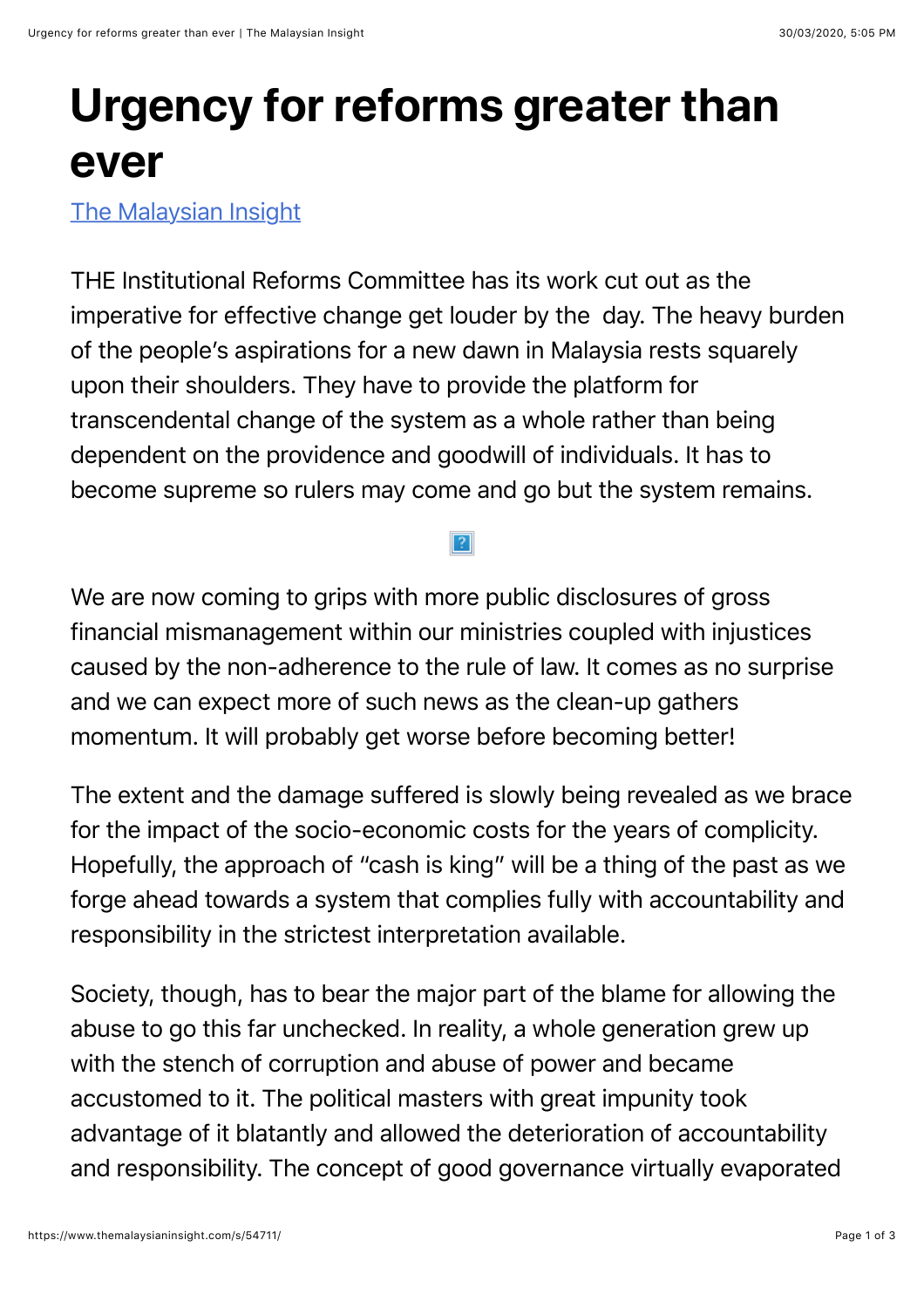# Urgency for reforms greater than ever

[The Malaysian Insight](https://www.themalaysianinsight.com/)

THE Institutional Reforms Committee has its work cut out as the imperative for effective change get louder by the day. The heavy burden of the people's aspirations for a new dawn in Malaysia rests squarely upon their shoulders. They have to provide the platform for transcendental change of the system as a whole rather than being dependent on the providence and goodwill of individuals. It has to become supreme so rulers may come and go but the system remains.

We are now coming to grips with more public disclosures of gross financial mismanagement within our ministries coupled with injustices caused by the non-adherence to the rule of law. It comes as no surprise and we can expect more of such news as the clean-up gathers momentum. It will probably get worse before becoming better!

The extent and the damage suffered is slowly being revealed as we brace for the impact of the socio-economic costs for the years of complicity. Hopefully, the approach of "cash is king" will be a thing of the past as we forge ahead towards a system that complies fully with accountability and responsibility in the strictest interpretation available.

Society, though, has to bear the major part of the blame for allowing the abuse to go this far unchecked. In reality, a whole generation grew up with the stench of corruption and abuse of power and became accustomed to it. The political masters with great impunity took advantage of it blatantly and allowed the deterioration of accountability and responsibility. The concept of good governance virtually evaporated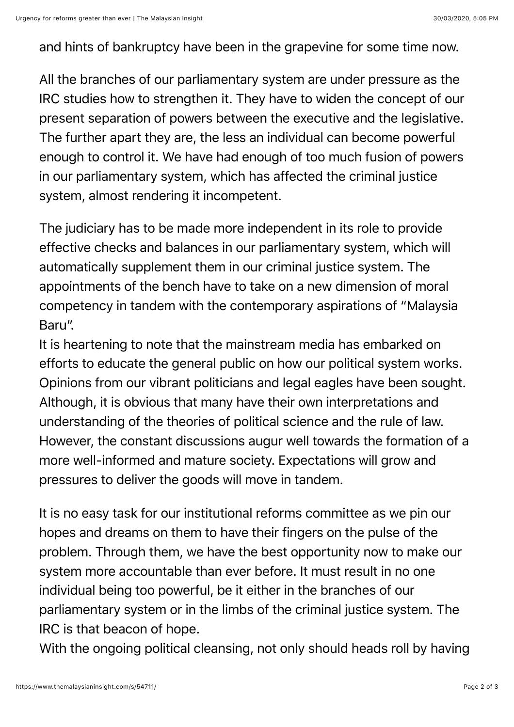and hints of bankruptcy have been in the grapevine for some time now.

All the branches of our parliamentary system are under pressure as the IRC studies how to strengthen it. They have to widen the concept of our present separation of powers between the executive and the legislative. The further apart they are, the less an individual can become powerful enough to control it. We have had enough of too much fusion of powers in our parliamentary system, which has affected the criminal justice system, almost rendering it incompetent.

The judiciary has to be made more independent in its role to provide effective checks and balances in our parliamentary system, which will automatically supplement them in our criminal justice system. The appointments of the bench have to take on a new dimension of moral competency in tandem with the contemporary aspirations of "Malaysia Baru".

It is heartening to note that the mainstream media has embarked on efforts to educate the general public on how our political system works. Opinions from our vibrant politicians and legal eagles have been sought. Although, it is obvious that many have their own interpretations and understanding of the theories of political science and the rule of law. However, the constant discussions augur well towards the formation of a more well-informed and mature society. Expectations will grow and pressures to deliver the goods will move in tandem.

It is no easy task for our institutional reforms committee as we pin our hopes and dreams on them to have their fingers on the pulse of the problem. Through them, we have the best opportunity now to make our system more accountable than ever before. It must result in no one individual being too powerful, be it either in the branches of our parliamentary system or in the limbs of the criminal justice system. The IRC is that beacon of hope.

With the ongoing political cleansing, not only should heads roll by having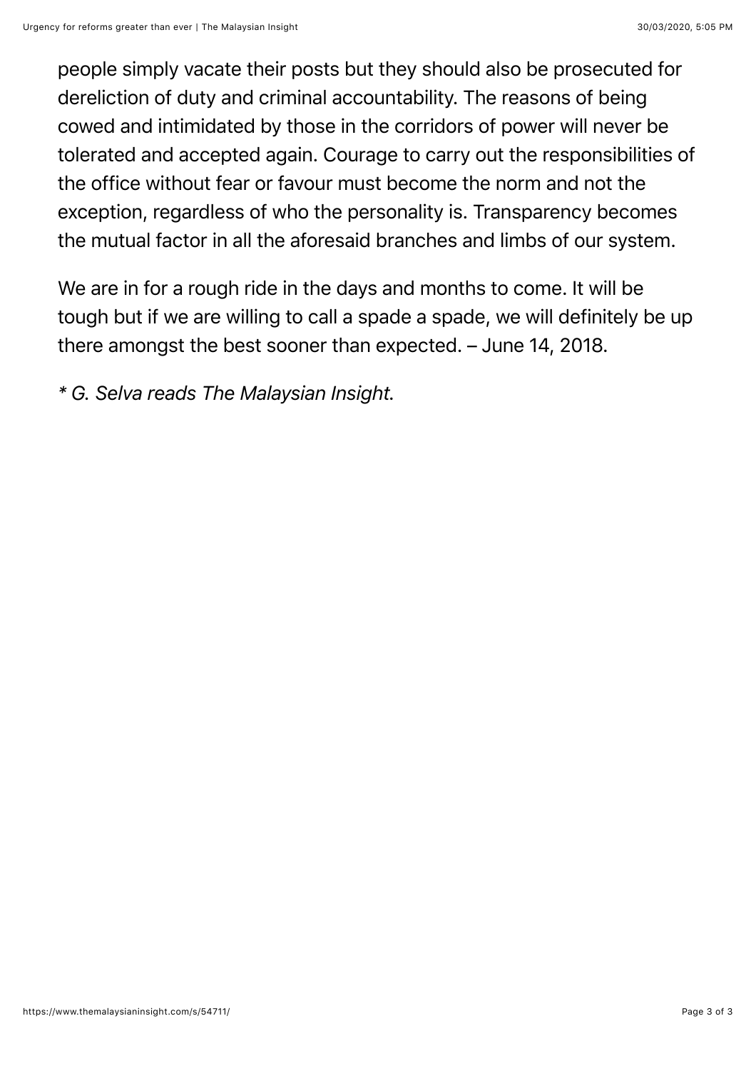people simply vacate their posts but they should also be prosecuted for dereliction of duty and criminal accountability. The reasons of being cowed and intimidated by those in the corridors of power will never be tolerated and accepted again. Courage to carry out the responsibilities of the office without fear or favour must become the norm and not the exception, regardless of who the personality is. Transparency becomes the mutual factor in all the aforesaid branches and limbs of our system.

We are in for a rough ride in the days and months to come. It will be tough but if we are willing to call a spade a spade, we will definitely be up there amongst the best sooner than expected. – June 14, 2018.

*\* G. Selva reads The Malaysian Insight.*